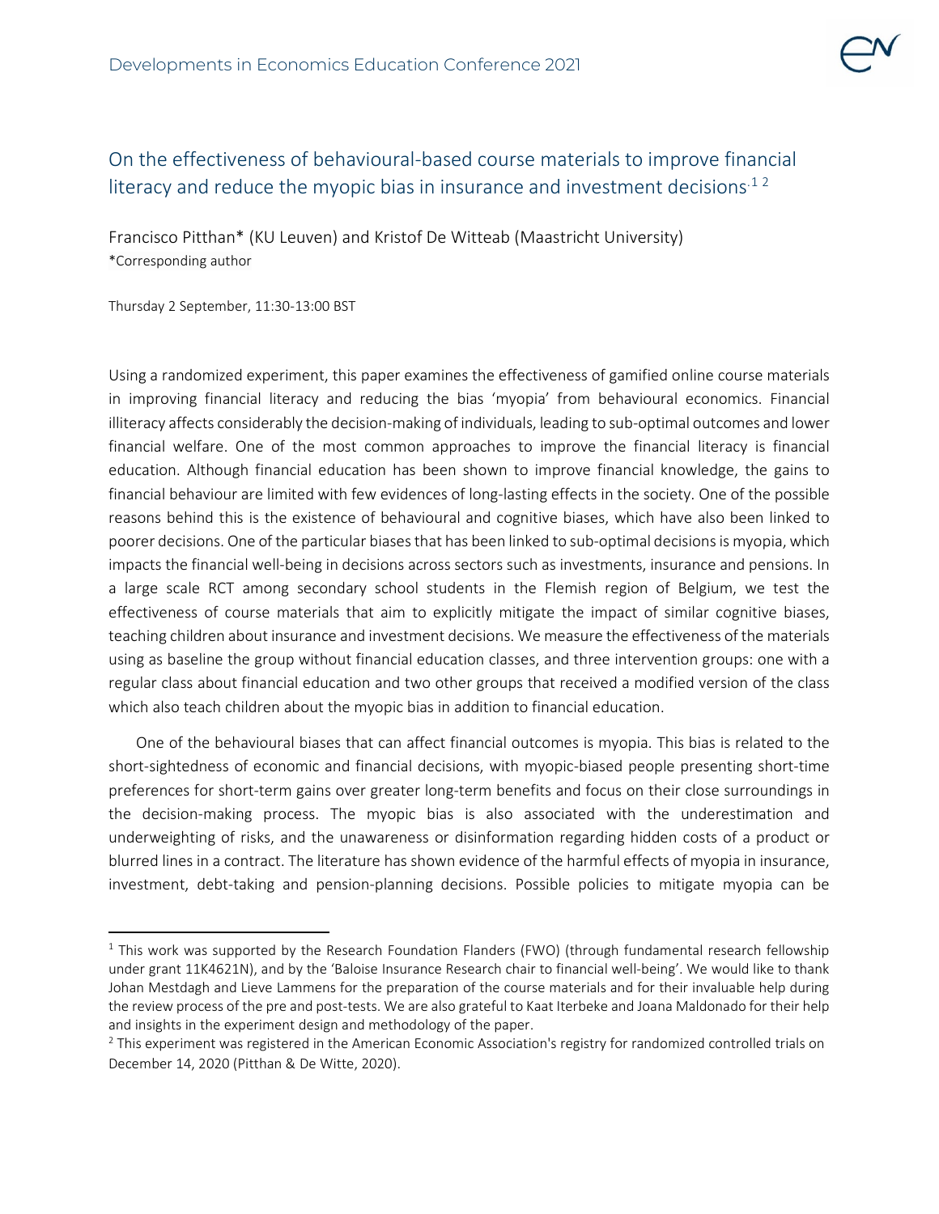# On the effectiveness of behavioural-based course materials to improve financial literacy and reduce the myopic bias in insurance and investment decisions[1] [2]

Francisco Pitthan* (KU Leuven) and Kristof De Witteab (Maastricht University)
*Corresponding author

Thursday 2 September, 11:30-13:00 BST

Using a randomized experiment, this paper examines the effectiveness of gamified online course materials in improving financial literacy and reducing the bias 'myopia' from behavioural economics. Financial illiteracy affects considerably the decision-making of individuals, leading to sub-optimal outcomes and lower financial welfare. One of the most common approaches to improve the financial literacy is financial education. Although financial education has been shown to improve financial knowledge, the gains to financial behaviour are limited with few evidences of long-lasting effects in the society. One of the possible reasons behind this is the existence of behavioural and cognitive biases, which have also been linked to poorer decisions. One of the particular biases that has been linked to sub-optimal decisions is myopia, which impacts the financial well-being in decisions across sectors such as investments, insurance and pensions. In a large scale RCT among secondary school students in the Flemish region of Belgium, we test the effectiveness of course materials that aim to explicitly mitigate the impact of similar cognitive biases, teaching children about insurance and investment decisions. We measure the effectiveness of the materials using as baseline the group without financial education classes, and three intervention groups: one with a regular class about financial education and two other groups that received a modified version of the class which also teach children about the myopic bias in addition to financial education.

One of the behavioural biases that can affect financial outcomes is myopia. This bias is related to the short-sightedness of economic and financial decisions, with myopic-biased people presenting short-time preferences for short-term gains over greater long-term benefits and focus on their close surroundings in the decision-making process. The myopic bias is also associated with the underestimation and underweighting of risks, and the unawareness or disinformation regarding hidden costs of a product or blurred lines in a contract. The literature has shown evidence of the harmful effects of myopia in insurance, investment, debt-taking and pension-planning decisions. Possible policies to mitigate myopia can be

---

[1] This work was supported by the Research Foundation Flanders (FWO) (through fundamental research fellowship under grant 11K4621N), and by the 'Baloise Insurance Research chair to financial well-being'. We would like to thank Johan Mestdagh and Lieve Lammens for the preparation of the course materials and for their invaluable help during the review process of the pre and post-tests. We are also grateful to Kaat Iterbeke and Joana Maldonado for their help and insights in the experiment design and methodology of the paper.

[2] This experiment was registered in the American Economic Association's registry for randomized controlled trials on December 14, 2020 (Pitthan & De Witte, 2020).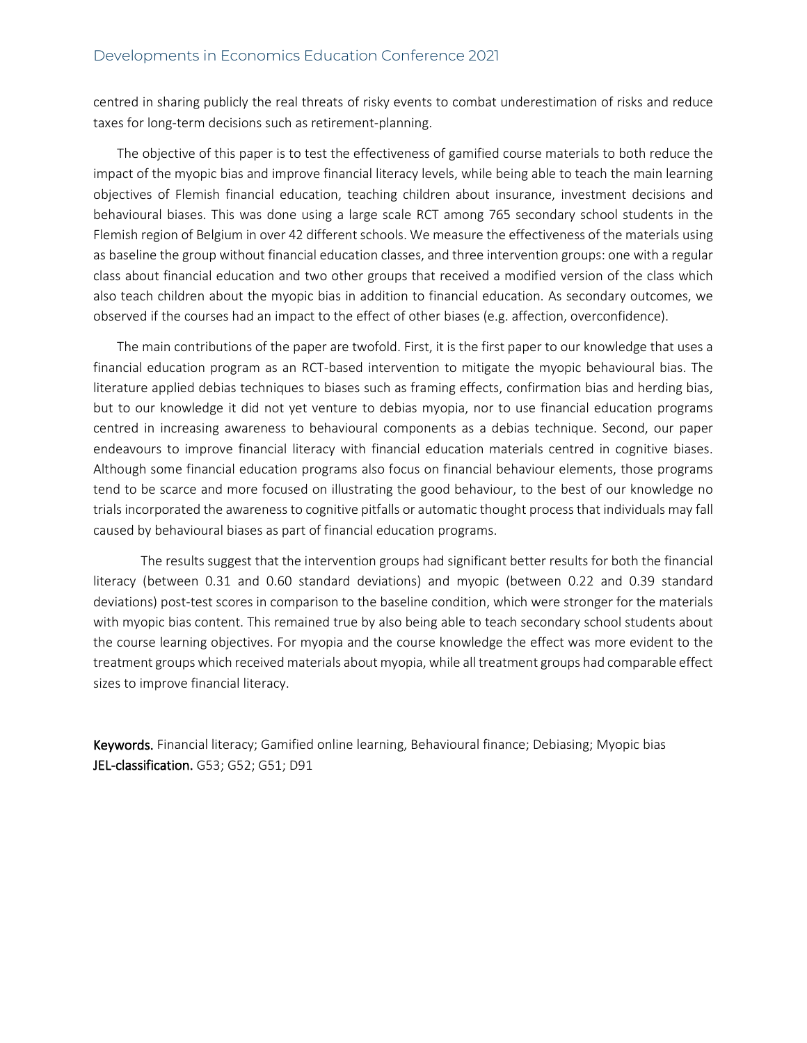centred in sharing publicly the real threats of risky events to combat underestimation of risks and reduce taxes for long-term decisions such as retirement-planning.

The objective of this paper is to test the effectiveness of gamified course materials to both reduce the impact of the myopic bias and improve financial literacy levels, while being able to teach the main learning objectives of Flemish financial education, teaching children about insurance, investment decisions and behavioural biases. This was done using a large scale RCT among 765 secondary school students in the Flemish region of Belgium in over 42 different schools. We measure the effectiveness of the materials using as baseline the group without financial education classes, and three intervention groups: one with a regular class about financial education and two other groups that received a modified version of the class which also teach children about the myopic bias in addition to financial education. As secondary outcomes, we observed if the courses had an impact to the effect of other biases (e.g. affection, overconfidence).

The main contributions of the paper are twofold. First, it is the first paper to our knowledge that uses a financial education program as an RCT-based intervention to mitigate the myopic behavioural bias. The literature applied debias techniques to biases such as framing effects, confirmation bias and herding bias, but to our knowledge it did not yet venture to debias myopia, nor to use financial education programs centred in increasing awareness to behavioural components as a debias technique. Second, our paper endeavours to improve financial literacy with financial education materials centred in cognitive biases. Although some financial education programs also focus on financial behaviour elements, those programs tend to be scarce and more focused on illustrating the good behaviour, to the best of our knowledge no trials incorporated the awareness to cognitive pitfalls or automatic thought process that individuals may fall caused by behavioural biases as part of financial education programs.

The results suggest that the intervention groups had significant better results for both the financial literacy (between 0.31 and 0.60 standard deviations) and myopic (between 0.22 and 0.39 standard deviations) post-test scores in comparison to the baseline condition, which were stronger for the materials with myopic bias content. This remained true by also being able to teach secondary school students about the course learning objectives. For myopia and the course knowledge the effect was more evident to the treatment groups which received materials about myopia, while all treatment groups had comparable effect sizes to improve financial literacy.

**Keywords.** Financial literacy; Gamified online learning, Behavioural finance; Debiasing; Myopic bias

**JEL-classification.** G53; G52; G51; D91